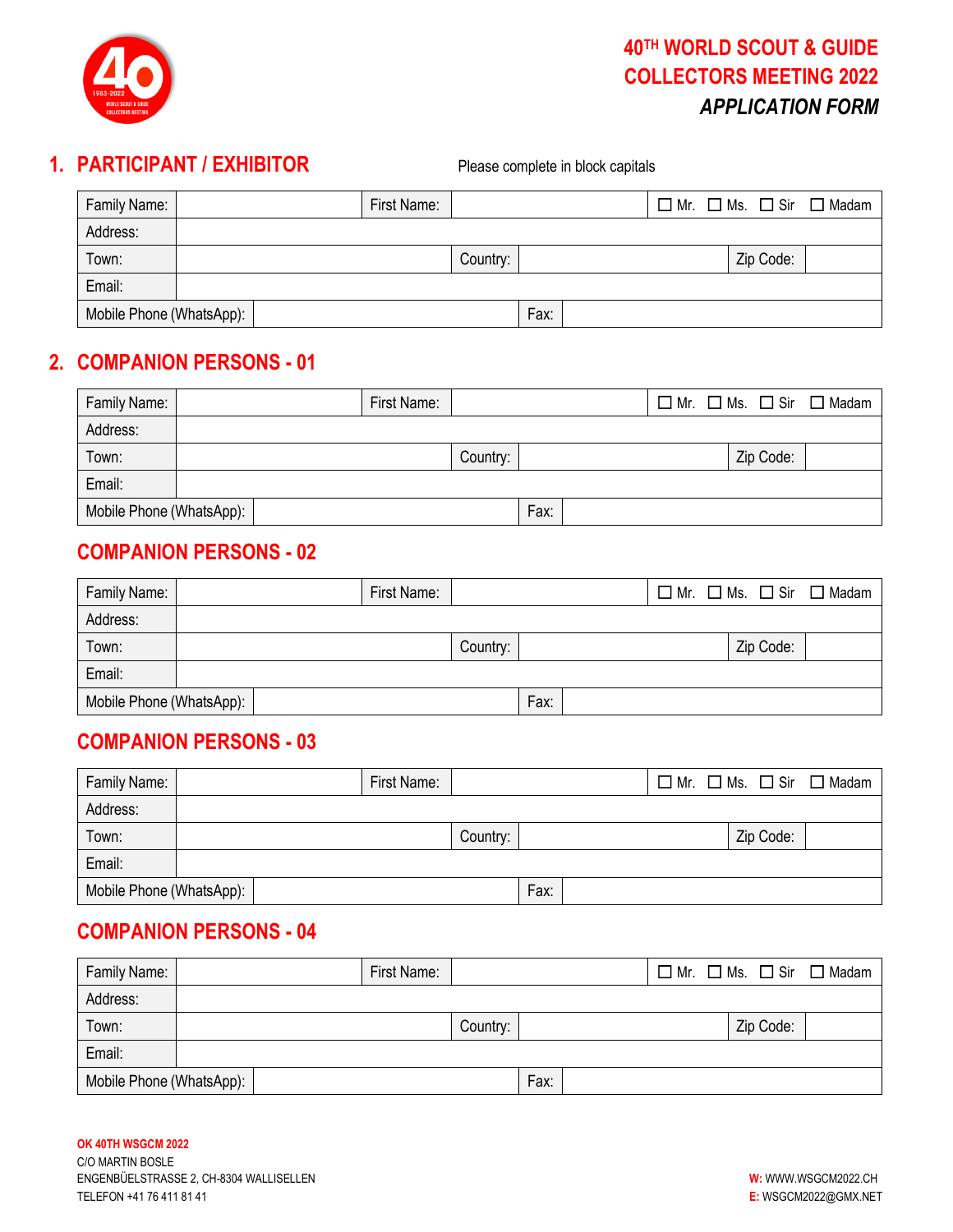# 40TH WORLD SCOUT & GUIDE COLLECTORS MEETING 2022

## *APPLICATION FORM*

## 1. PARTICIPANT / EXHIBITOR

Please complete in block capitals

| Family Name: | | First Name: | | ☐ Mr. ☐ Ms. ☐ Sir ☐ Madam |
|---|---|---|---|---|
| Address: | | | | |
| Town: | | Country: | | Zip Code: |
| Email: | | | | |
| Mobile Phone (WhatsApp): | | Fax: | | |

## 2. COMPANION PERSONS - 01

| Family Name: | | First Name: | | ☐ Mr. ☐ Ms. ☐ Sir ☐ Madam |
|---|---|---|---|---|
| Address: | | | | |
| Town: | | Country: | | Zip Code: |
| Email: | | | | |
| Mobile Phone (WhatsApp): | | Fax: | | |

## COMPANION PERSONS - 02

| Family Name: | | First Name: | | ☐ Mr. ☐ Ms. ☐ Sir ☐ Madam |
|---|---|---|---|---|
| Address: | | | | |
| Town: | | Country: | | Zip Code: |
| Email: | | | | |
| Mobile Phone (WhatsApp): | | Fax: | | |

## COMPANION PERSONS - 03

| Family Name: | | First Name: | | ☐ Mr. ☐ Ms. ☐ Sir ☐ Madam |
|---|---|---|---|---|
| Address: | | | | |
| Town: | | Country: | | Zip Code: |
| Email: | | | | |
| Mobile Phone (WhatsApp): | | Fax: | | |

## COMPANION PERSONS - 04

| Family Name: | | First Name: | | ☐ Mr. ☐ Ms. ☐ Sir ☐ Madam |
|---|---|---|---|---|
| Address: | | | | |
| Town: | | Country: | | Zip Code: |
| Email: | | | | |
| Mobile Phone (WhatsApp): | | Fax: | | |

**OK 40TH WSGCM 2022**
C/O MARTIN BOSLE
ENGENBÜELSTRASSE 2, CH-8304 WALLISELLEN
TELEFON +41 76 411 81 41

**W:** WWW.WSGCM2022.CH
**E:** WSGCM2022@GMX.NET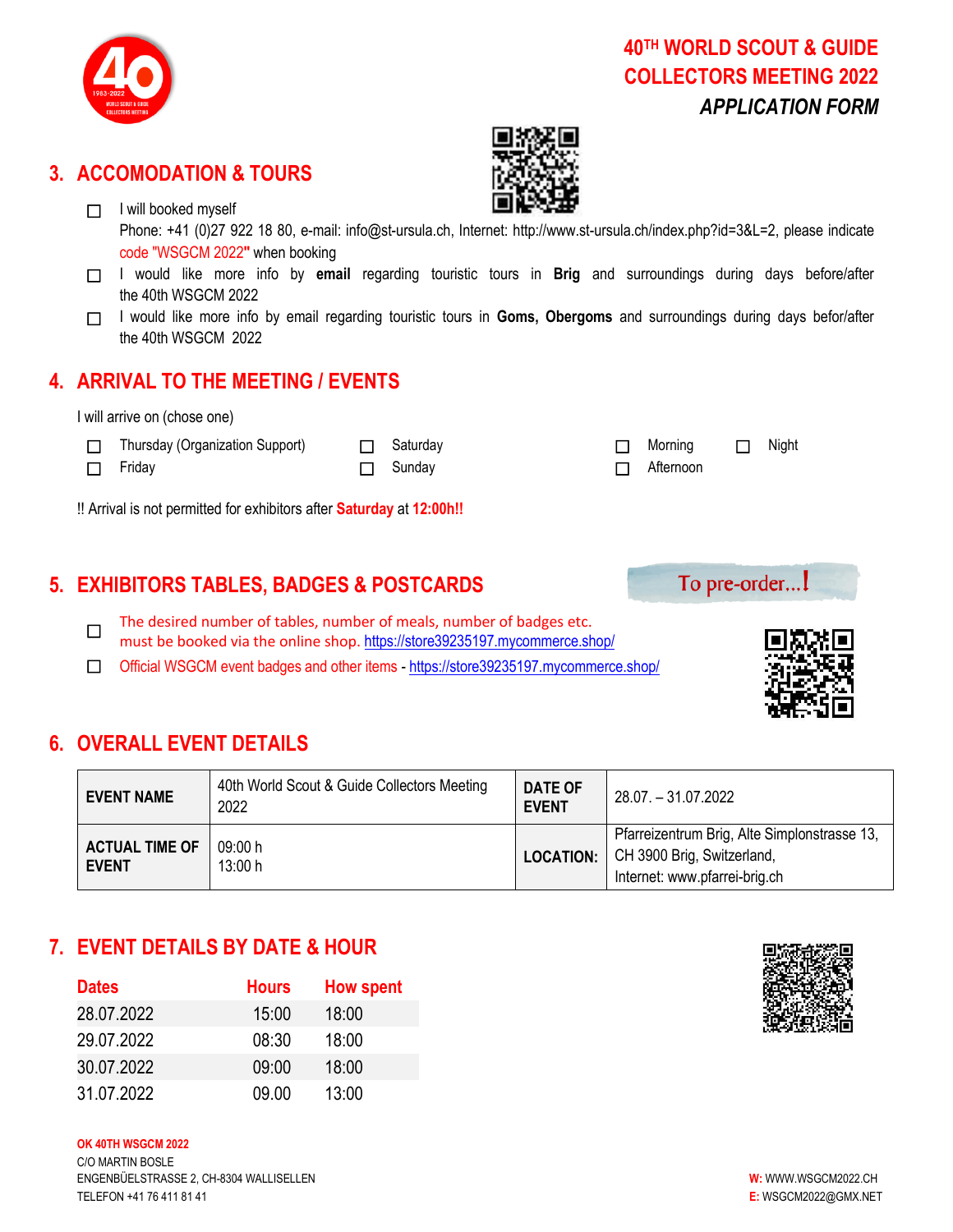# 40TH WORLD SCOUT & GUIDE COLLECTORS MEETING 2022

***APPLICATION FORM***

## 3. ACCOMODATION & TOURS

- ☐ I will booked myself
  Phone: +41 (0)27 922 18 80, e-mail: info@st-ursula.ch, Internet: http://www.st-ursula.ch/index.php?id=3&L=2, please indicate code "WSGCM 2022**"** when booking
- ☐ I would like more info by **email** regarding touristic tours in **Brig** and surroundings during days before/after the 40th WSGCM 2022
- ☐ I would like more info by email regarding touristic tours in **Goms, Obergoms** and surroundings during days befor/after the 40th WSGCM 2022

## 4. ARRIVAL TO THE MEETING / EVENTS

I will arrive on (chose one)

- ☐ Thursday (Organization Support)
- ☐ Friday
- ☐ Saturday
- ☐ Sunday
- ☐ Morning
- ☐ Afternoon
- ☐ Night

!! Arrival is not permitted for exhibitors after **Saturday** at **12:00h!!**

## 5. EXHIBITORS TABLES, BADGES & POSTCARDS

To pre-order...!

- ☐ The desired number of tables, number of meals, number of badges etc. must be booked via the online shop. https://store39235197.mycommerce.shop/
- ☐ Official WSGCM event badges and other items - https://store39235197.mycommerce.shop/

## 6. OVERALL EVENT DETAILS

| **EVENT NAME** | 40th World Scout & Guide Collectors Meeting 2022 | **DATE OF EVENT** | 28.07. – 31.07.2022 |
|---|---|---|---|
| **ACTUAL TIME OF EVENT** | 09:00 h<br>13:00 h | **LOCATION:** | Pfarreizentrum Brig, Alte Simplonstrasse 13, CH 3900 Brig, Switzerland,<br>Internet: www.pfarrei-brig.ch |

## 7. EVENT DETAILS BY DATE & HOUR

| Dates | Hours | How spent |
|---|---|---|
| 28.07.2022 | 15:00 | 18:00 |
| 29.07.2022 | 08:30 | 18:00 |
| 30.07.2022 | 09:00 | 18:00 |
| 31.07.2022 | 09.00 | 13:00 |

**OK 40TH WSGCM 2022**
C/O MARTIN BOSLE
ENGENBÜELSTRASSE 2, CH-8304 WALLISELLEN
TELEFON +41 76 411 81 41

**W:** WWW.WSGCM2022.CH
**E:** WSGCM2022@GMX.NET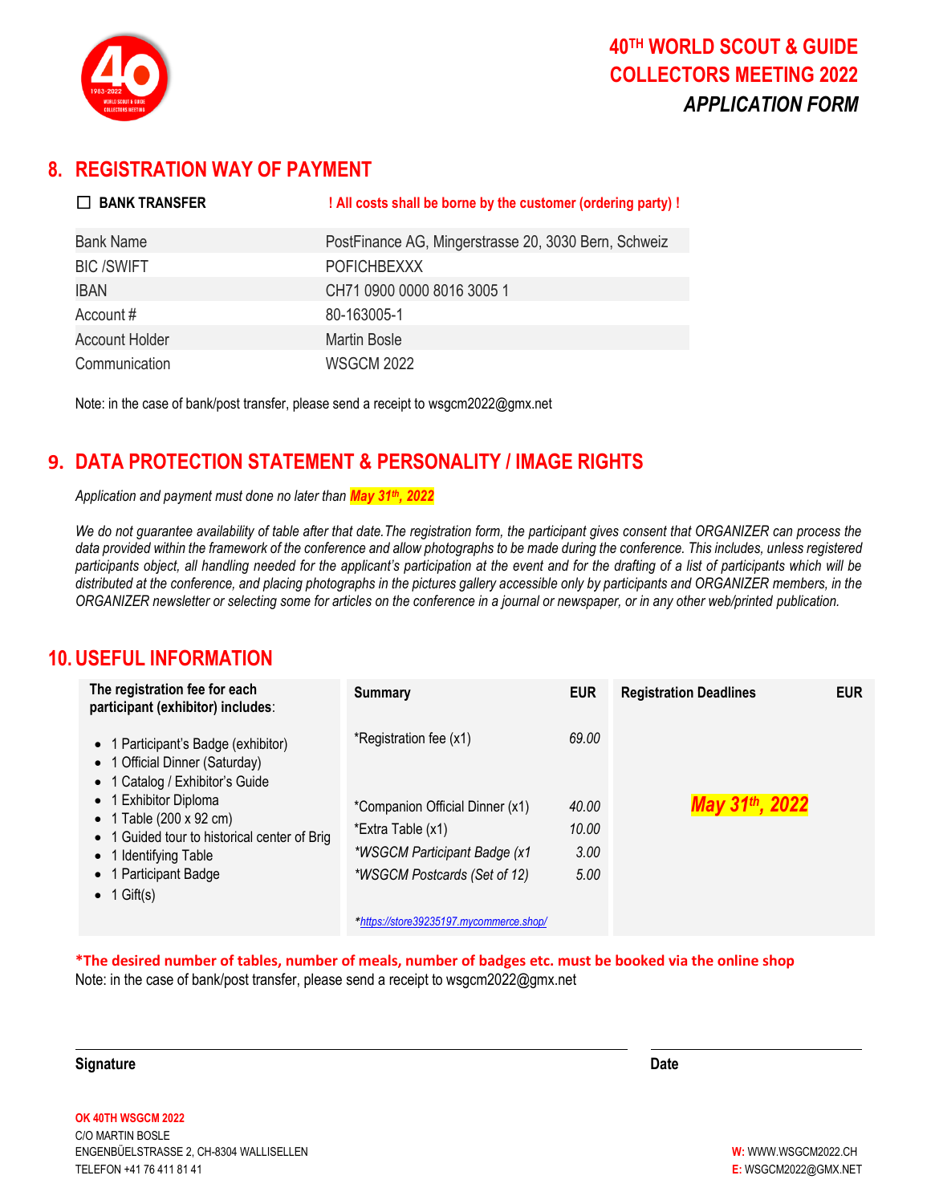**40TH WORLD SCOUT & GUIDE COLLECTORS MEETING 2022**
***APPLICATION FORM***

## 8. REGISTRATION WAY OF PAYMENT

☐ **BANK TRANSFER** **! All costs shall be borne by the customer (ordering party) !**

| | |
|---|---|
| Bank Name | PostFinance AG, Mingerstrasse 20, 3030 Bern, Schweiz |
| BIC /SWIFT | POFICHBEXXX |
| IBAN | CH71 0900 0000 8016 3005 1 |
| Account # | 80-163005-1 |
| Account Holder | Martin Bosle |
| Communication | WSGCM 2022 |

Note: in the case of bank/post transfer, please send a receipt to wsgcm2022@gmx.net

## 9. DATA PROTECTION STATEMENT & PERSONALITY / IMAGE RIGHTS

*Application and payment must done no later than* ***May 31th, 2022***

*We do not guarantee availability of table after that date.The registration form, the participant gives consent that ORGANIZER can process the data provided within the framework of the conference and allow photographs to be made during the conference. This includes, unless registered participants object, all handling needed for the applicant's participation at the event and for the drafting of a list of participants which will be distributed at the conference, and placing photographs in the pictures gallery accessible only by participants and ORGANIZER members, in the ORGANIZER newsletter or selecting some for articles on the conference in a journal or newspaper, or in any other web/printed publication.*

## 10. USEFUL INFORMATION

| The registration fee for each participant (exhibitor) includes: | Summary | EUR | Registration Deadlines | EUR |
|---|---|---|---|---|
| • 1 Participant's Badge (exhibitor)<br>• 1 Official Dinner (Saturday)<br>• 1 Catalog / Exhibitor's Guide<br>• 1 Exhibitor Diploma<br>• 1 Table (200 x 92 cm)<br>• 1 Guided tour to historical center of Brig<br>• 1 Identifying Table<br>• 1 Participant Badge<br>• 1 Gift(s) | *Registration fee (x1)<br><br>*Companion Official Dinner (x1)<br>*Extra Table (x1)<br>**WSGCM Participant Badge (x1*<br>**WSGCM Postcards (Set of 12)*<br><br>**https://store39235197.mycommerce.shop/* | *69.00*<br><br>*40.00*<br>*10.00*<br>*3.00*<br>*5.00* | ***May 31th, 2022*** | |

**\*The desired number of tables, number of meals, number of badges etc. must be booked via the online shop**

Note: in the case of bank/post transfer, please send a receipt to wsgcm2022@gmx.net

**Signature** **Date**

**OK 40TH WSGCM 2022**
C/O MARTIN BOSLE
ENGENBÜELSTRASSE 2, CH-8304 WALLISELLEN
TELEFON +41 76 411 81 41

**W:** WWW.WSGCM2022.CH
**E:** WSGCM2022@GMX.NET